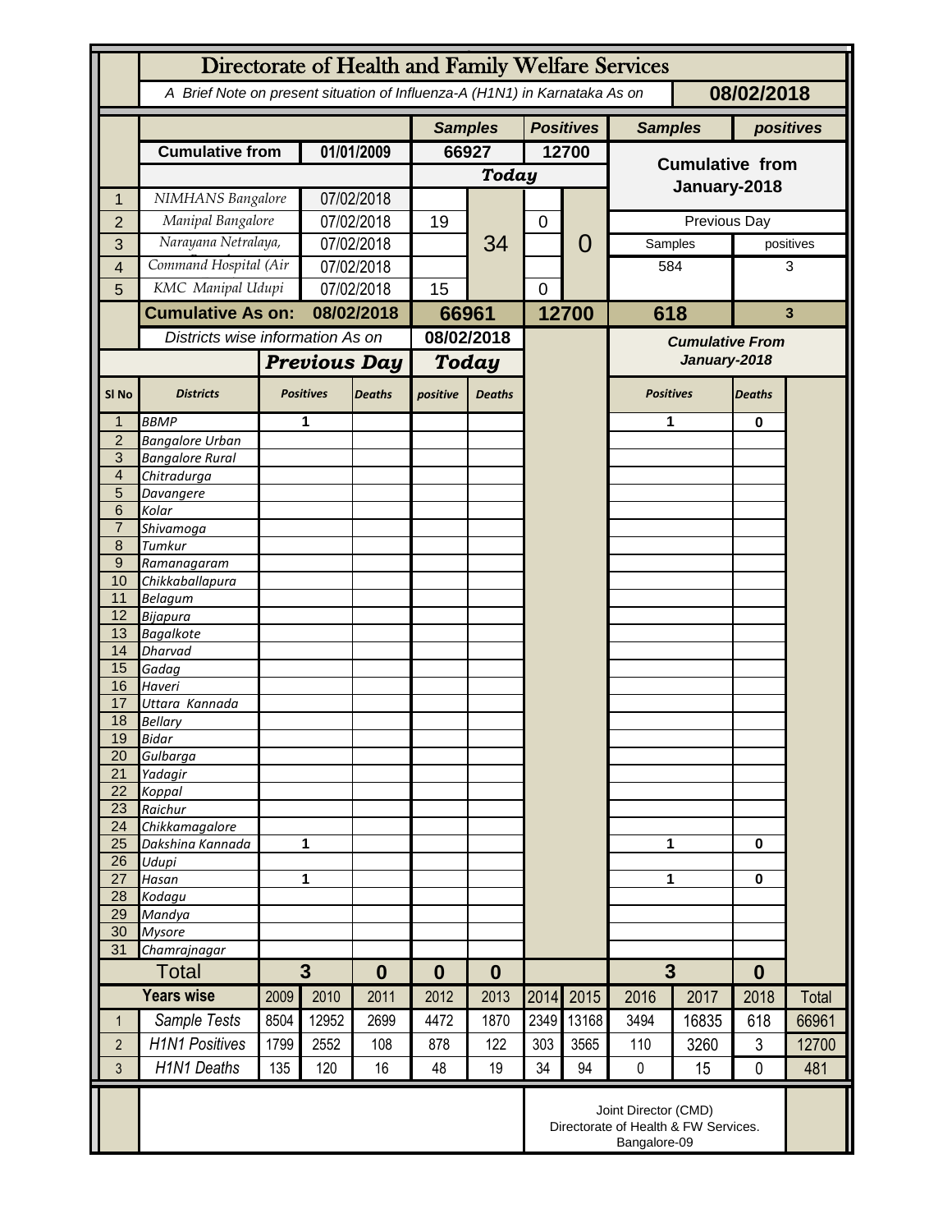# Directorate of Health and Family Welfare Services

*A Brief Note on present situation of Influenza-A (H1N1) in Karnataka As on* **08/02/2018**

| | | | Samples | | Positives | | Samples | positives |
|---|---|---|---|---|---|---|---|---|
| | **Cumulative from** | **01/01/2009** | **66927** | | **12700** | | **Cumulative from January-2018** | |
| | | | ***Today*** | | | | | |
| 1 | *NIMHANS Bangalore* | 07/02/2018 | | 34 | | 0 | | |
| 2 | *Manipal Bangalore* | 07/02/2018 | 19 | | 0 | | Previous Day | |
| 3 | *Narayana Netralaya,* | 07/02/2018 | | | | | Samples | positives |
| 4 | *Command Hospital (Air* | 07/02/2018 | | | | | 584 | 3 |
| 5 | *KMC Manipal Udupi* | 07/02/2018 | 15 | | 0 | | | |
| | **Cumulative As on:** | **08/02/2018** | **66961** | | **12700** | | **618** | **3** |

*Districts wise information As on* **08/02/2018**

| Sl No | Districts | Previous Day Positives | Previous Day Deaths | Today positive | Today Deaths | Cumulative From January-2018 Positives | Cumulative From January-2018 Deaths |
|---|---|---|---|---|---|---|---|
| 1 | *BBMP* | 1 | | | | 1 | 0 |
| 2 | *Bangalore Urban* | | | | | | |
| 3 | *Bangalore Rural* | | | | | | |
| 4 | *Chitradurga* | | | | | | |
| 5 | *Davangere* | | | | | | |
| 6 | *Kolar* | | | | | | |
| 7 | *Shivamoga* | | | | | | |
| 8 | *Tumkur* | | | | | | |
| 9 | *Ramanagaram* | | | | | | |
| 10 | *Chikkaballapura* | | | | | | |
| 11 | *Belagum* | | | | | | |
| 12 | *Bijapura* | | | | | | |
| 13 | *Bagalkote* | | | | | | |
| 14 | *Dharvad* | | | | | | |
| 15 | *Gadag* | | | | | | |
| 16 | *Haveri* | | | | | | |
| 17 | *Uttara Kannada* | | | | | | |
| 18 | *Bellary* | | | | | | |
| 19 | *Bidar* | | | | | | |
| 20 | *Gulbarga* | | | | | | |
| 21 | *Yadagir* | | | | | | |
| 22 | *Koppal* | | | | | | |
| 23 | *Raichur* | | | | | | |
| 24 | *Chikkamagalore* | | | | | | |
| 25 | *Dakshina Kannada* | 1 | | | | 1 | 0 |
| 26 | *Udupi* | | | | | | |
| 27 | *Hasan* | 1 | | | | 1 | 0 |
| 28 | *Kodagu* | | | | | | |
| 29 | *Mandya* | | | | | | |
| 30 | *Mysore* | | | | | | |
| 31 | *Chamrajnagar* | | | | | | |
| | **Total** | **3** | **0** | **0** | **0** | **3** | **0** |

| | Years wise | 2009 | 2010 | 2011 | 2012 | 2013 | 2014 | 2015 | 2016 | 2017 | 2018 | Total |
|---|---|---|---|---|---|---|---|---|---|---|---|---|
| 1 | *Sample Tests* | 8504 | 12952 | 2699 | 4472 | 1870 | 2349 | 13168 | 3494 | 16835 | 618 | 66961 |
| 2 | *H1N1 Positives* | 1799 | 2552 | 108 | 878 | 122 | 303 | 3565 | 110 | 3260 | 3 | 12700 |
| 3 | *H1N1 Deaths* | 135 | 120 | 16 | 48 | 19 | 34 | 94 | 0 | 15 | 0 | 481 |

Joint Director (CMD)
Directorate of Health & FW Services.
Bangalore-09